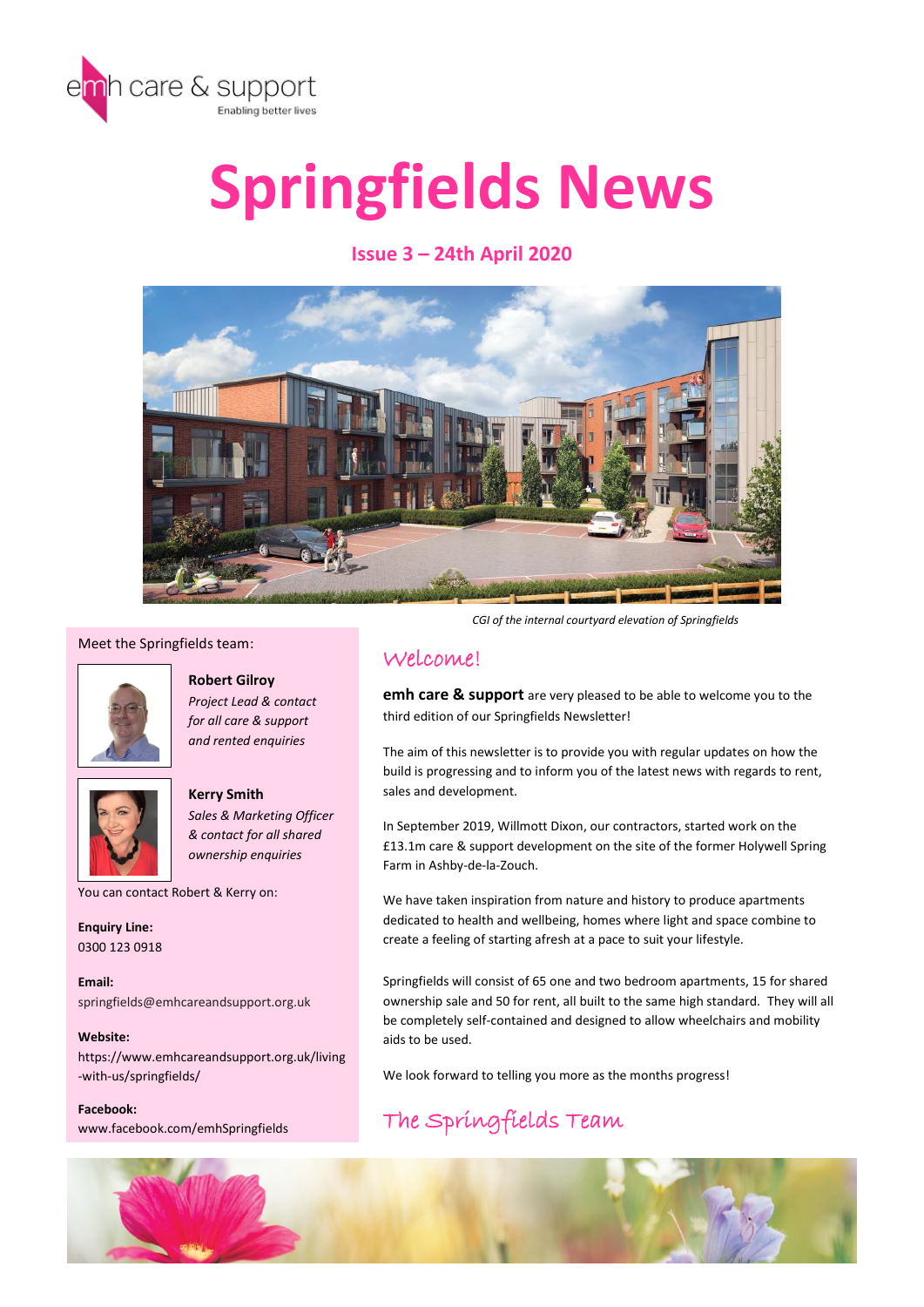emh care & support
Enabling better lives

# Springfields News

## Issue 3 – 24th April 2020

*CGI of the internal courtyard elevation of Springfields*

## Welcome!

**emh care & support** are very pleased to be able to welcome you to the third edition of our Springfields Newsletter!

The aim of this newsletter is to provide you with regular updates on how the build is progressing and to inform you of the latest news with regards to rent, sales and development.

In September 2019, Willmott Dixon, our contractors, started work on the £13.1m care & support development on the site of the former Holywell Spring Farm in Ashby-de-la-Zouch.

We have taken inspiration from nature and history to produce apartments dedicated to health and wellbeing, homes where light and space combine to create a feeling of starting afresh at a pace to suit your lifestyle.

Springfields will consist of 65 one and two bedroom apartments, 15 for shared ownership sale and 50 for rent, all built to the same high standard. They will all be completely self-contained and designed to allow wheelchairs and mobility aids to be used.

We look forward to telling you more as the months progress!

The Springfields Team

---

Meet the Springfields team:

**Robert Gilroy**
*Project Lead & contact for all care & support and rented enquiries*

**Kerry Smith**
*Sales & Marketing Officer & contact for all shared ownership enquiries*

You can contact Robert & Kerry on:

**Enquiry Line:**
0300 123 0918

**Email:**
springfields@emhcareandsupport.org.uk

**Website:**
https://www.emhcareandsupport.org.uk/living-with-us/springfields/

**Facebook:**
www.facebook.com/emhSpringfields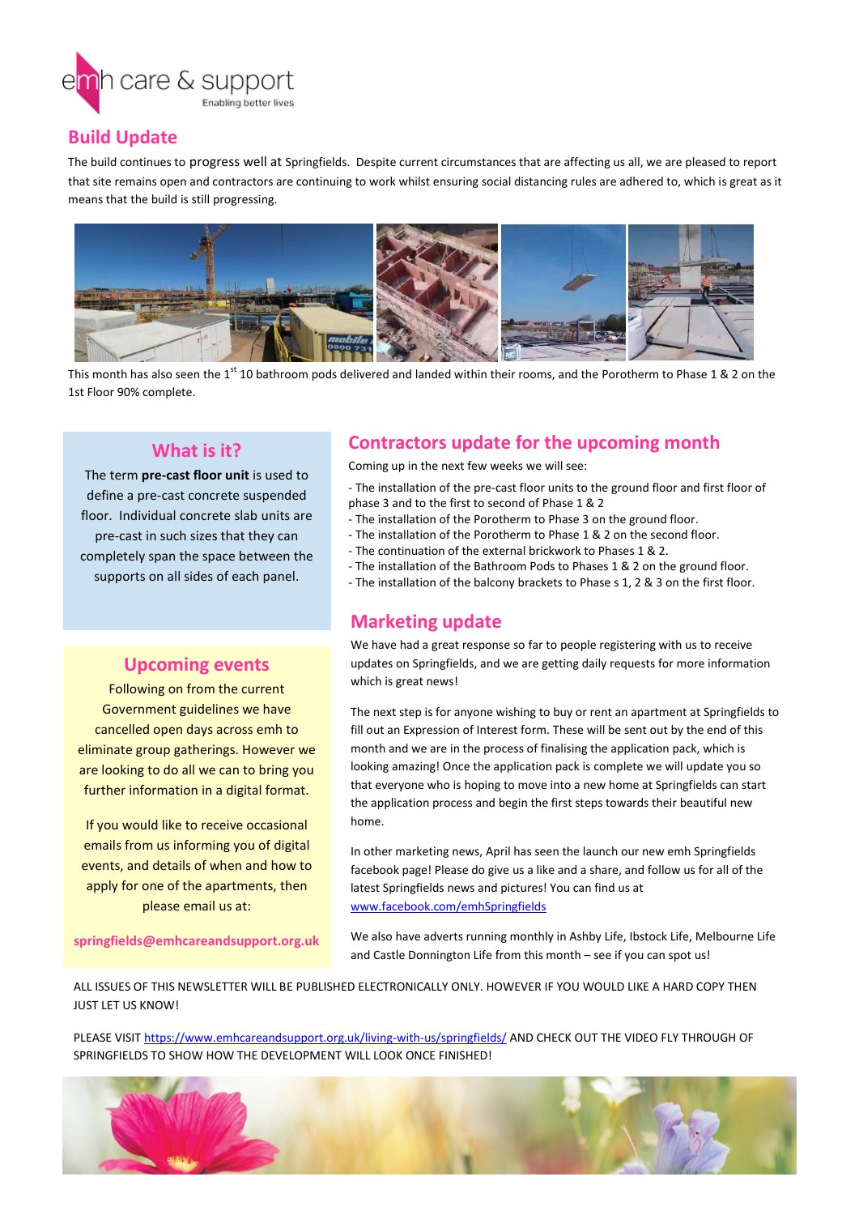## Build Update

The build continues to progress well at Springfields. Despite current circumstances that are affecting us all, we are pleased to report that site remains open and contractors are continuing to work whilst ensuring social distancing rules are adhered to, which is great as it means that the build is still progressing.

This month has also seen the 1st 10 bathroom pods delivered and landed within their rooms, and the Porotherm to Phase 1 & 2 on the 1st Floor 90% complete.

### What is it?

The term **pre-cast floor unit** is used to define a pre-cast concrete suspended floor. Individual concrete slab units are pre-cast in such sizes that they can completely span the space between the supports on all sides of each panel.

## Contractors update for the upcoming month

Coming up in the next few weeks we will see:

- The installation of the pre-cast floor units to the ground floor and first floor of phase 3 and to the first to second of Phase 1 & 2
- The installation of the Porotherm to Phase 3 on the ground floor.
- The installation of the Porotherm to Phase 1 & 2 on the second floor.
- The continuation of the external brickwork to Phases 1 & 2.
- The installation of the Bathroom Pods to Phases 1 & 2 on the ground floor.
- The installation of the balcony brackets to Phase s 1, 2 & 3 on the first floor.

## Marketing update

We have had a great response so far to people registering with us to receive updates on Springfields, and we are getting daily requests for more information which is great news!

The next step is for anyone wishing to buy or rent an apartment at Springfields to fill out an Expression of Interest form. These will be sent out by the end of this month and we are in the process of finalising the application pack, which is looking amazing! Once the application pack is complete we will update you so that everyone who is hoping to move into a new home at Springfields can start the application process and begin the first steps towards their beautiful new home.

In other marketing news, April has seen the launch our new emh Springfields facebook page! Please do give us a like and a share, and follow us for all of the latest Springfields news and pictures! You can find us at www.facebook.com/emhSpringfields

We also have adverts running monthly in Ashby Life, Ibstock Life, Melbourne Life and Castle Donnington Life from this month – see if you can spot us!

### Upcoming events

Following on from the current Government guidelines we have cancelled open days across emh to eliminate group gatherings. However we are looking to do all we can to bring you further information in a digital format.

If you would like to receive occasional emails from us informing you of digital events, and details of when and how to apply for one of the apartments, then please email us at:

**springfields@emhcareandsupport.org.uk**

ALL ISSUES OF THIS NEWSLETTER WILL BE PUBLISHED ELECTRONICALLY ONLY. HOWEVER IF YOU WOULD LIKE A HARD COPY THEN JUST LET US KNOW!

PLEASE VISIT https://www.emhcareandsupport.org.uk/living-with-us/springfields/ AND CHECK OUT THE VIDEO FLY THROUGH OF SPRINGFIELDS TO SHOW HOW THE DEVELOPMENT WILL LOOK ONCE FINISHED!